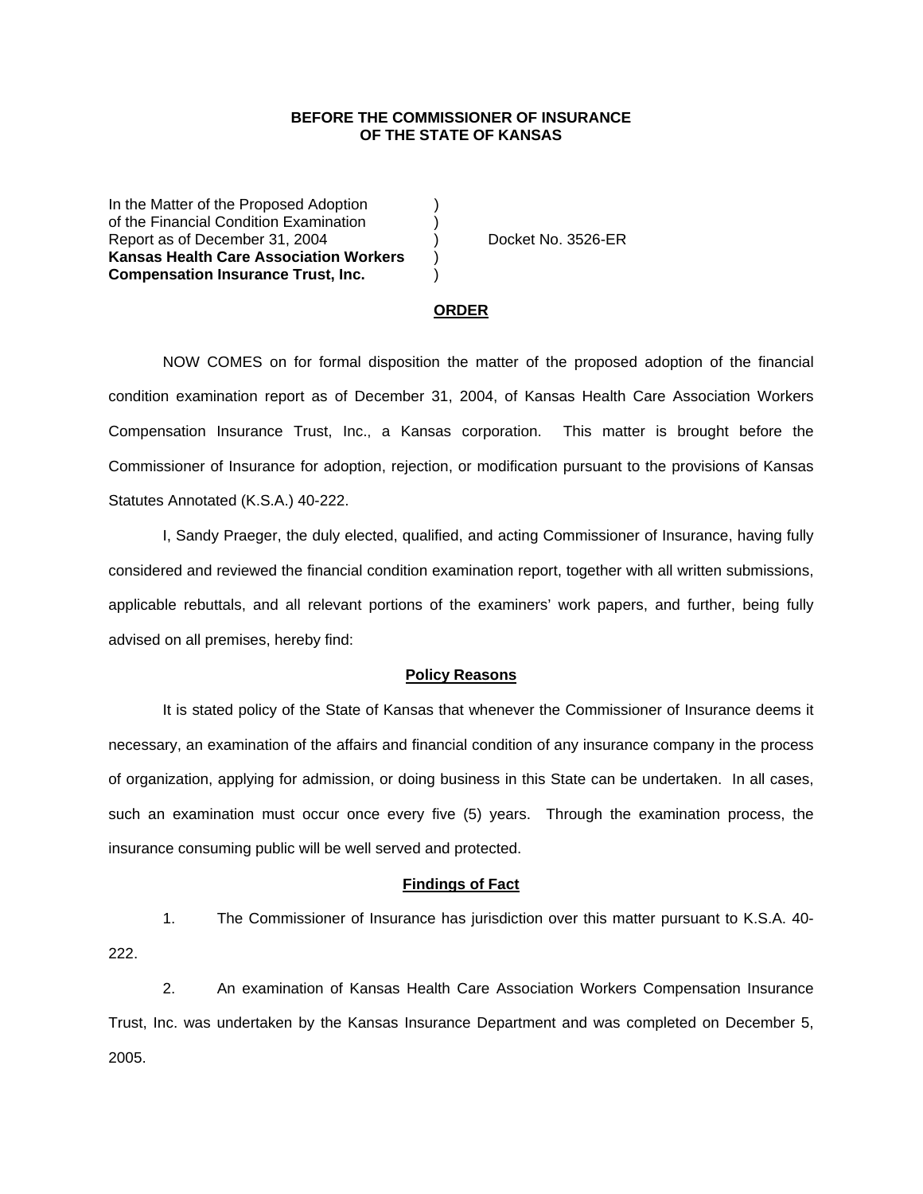**BEFORE THE COMMISSIONER OF INSURANCE**
**OF THE STATE OF KANSAS**

In the Matter of the Proposed Adoption )
of the Financial Condition Examination )
Report as of December 31, 2004 ) Docket No. 3526-ER
**Kansas Health Care Association Workers** )
**Compensation Insurance Trust, Inc.** )

**ORDER**

NOW COMES on for formal disposition the matter of the proposed adoption of the financial condition examination report as of December 31, 2004, of Kansas Health Care Association Workers Compensation Insurance Trust, Inc., a Kansas corporation. This matter is brought before the Commissioner of Insurance for adoption, rejection, or modification pursuant to the provisions of Kansas Statutes Annotated (K.S.A.) 40-222.

I, Sandy Praeger, the duly elected, qualified, and acting Commissioner of Insurance, having fully considered and reviewed the financial condition examination report, together with all written submissions, applicable rebuttals, and all relevant portions of the examiners' work papers, and further, being fully advised on all premises, hereby find:

**Policy Reasons**

It is stated policy of the State of Kansas that whenever the Commissioner of Insurance deems it necessary, an examination of the affairs and financial condition of any insurance company in the process of organization, applying for admission, or doing business in this State can be undertaken. In all cases, such an examination must occur once every five (5) years. Through the examination process, the insurance consuming public will be well served and protected.

**Findings of Fact**

1. The Commissioner of Insurance has jurisdiction over this matter pursuant to K.S.A. 40-222.

2. An examination of Kansas Health Care Association Workers Compensation Insurance Trust, Inc. was undertaken by the Kansas Insurance Department and was completed on December 5, 2005.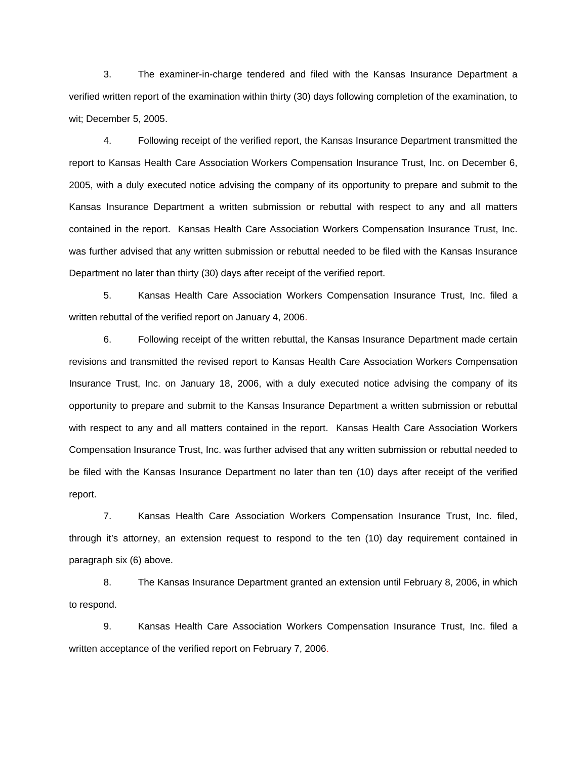3. The examiner-in-charge tendered and filed with the Kansas Insurance Department a verified written report of the examination within thirty (30) days following completion of the examination, to wit; December 5, 2005.

4. Following receipt of the verified report, the Kansas Insurance Department transmitted the report to Kansas Health Care Association Workers Compensation Insurance Trust, Inc. on December 6, 2005, with a duly executed notice advising the company of its opportunity to prepare and submit to the Kansas Insurance Department a written submission or rebuttal with respect to any and all matters contained in the report. Kansas Health Care Association Workers Compensation Insurance Trust, Inc. was further advised that any written submission or rebuttal needed to be filed with the Kansas Insurance Department no later than thirty (30) days after receipt of the verified report.

5. Kansas Health Care Association Workers Compensation Insurance Trust, Inc. filed a written rebuttal of the verified report on January 4, 2006.

6. Following receipt of the written rebuttal, the Kansas Insurance Department made certain revisions and transmitted the revised report to Kansas Health Care Association Workers Compensation Insurance Trust, Inc. on January 18, 2006, with a duly executed notice advising the company of its opportunity to prepare and submit to the Kansas Insurance Department a written submission or rebuttal with respect to any and all matters contained in the report. Kansas Health Care Association Workers Compensation Insurance Trust, Inc. was further advised that any written submission or rebuttal needed to be filed with the Kansas Insurance Department no later than ten (10) days after receipt of the verified report.

7. Kansas Health Care Association Workers Compensation Insurance Trust, Inc. filed, through it's attorney, an extension request to respond to the ten (10) day requirement contained in paragraph six (6) above.

8. The Kansas Insurance Department granted an extension until February 8, 2006, in which to respond.

9. Kansas Health Care Association Workers Compensation Insurance Trust, Inc. filed a written acceptance of the verified report on February 7, 2006.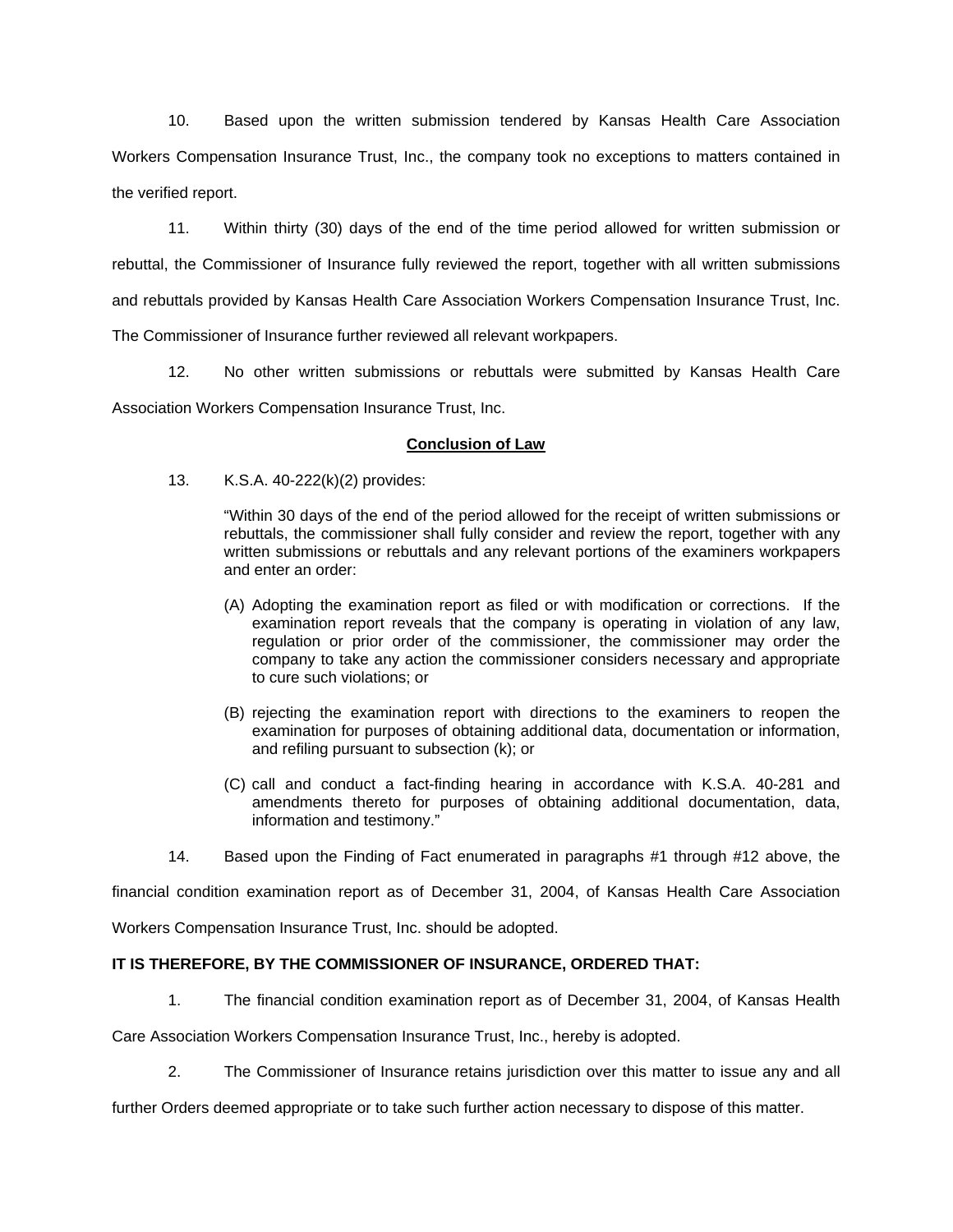10. Based upon the written submission tendered by Kansas Health Care Association Workers Compensation Insurance Trust, Inc., the company took no exceptions to matters contained in the verified report.

11. Within thirty (30) days of the end of the time period allowed for written submission or rebuttal, the Commissioner of Insurance fully reviewed the report, together with all written submissions and rebuttals provided by Kansas Health Care Association Workers Compensation Insurance Trust, Inc. The Commissioner of Insurance further reviewed all relevant workpapers.

12. No other written submissions or rebuttals were submitted by Kansas Health Care Association Workers Compensation Insurance Trust, Inc.

**Conclusion of Law**

13. K.S.A. 40-222(k)(2) provides:

> "Within 30 days of the end of the period allowed for the receipt of written submissions or rebuttals, the commissioner shall fully consider and review the report, together with any written submissions or rebuttals and any relevant portions of the examiners workpapers and enter an order:
>
> (A) Adopting the examination report as filed or with modification or corrections. If the examination report reveals that the company is operating in violation of any law, regulation or prior order of the commissioner, the commissioner may order the company to take any action the commissioner considers necessary and appropriate to cure such violations; or
>
> (B) rejecting the examination report with directions to the examiners to reopen the examination for purposes of obtaining additional data, documentation or information, and refiling pursuant to subsection (k); or
>
> (C) call and conduct a fact-finding hearing in accordance with K.S.A. 40-281 and amendments thereto for purposes of obtaining additional documentation, data, information and testimony."

14. Based upon the Finding of Fact enumerated in paragraphs #1 through #12 above, the financial condition examination report as of December 31, 2004, of Kansas Health Care Association Workers Compensation Insurance Trust, Inc. should be adopted.

**IT IS THEREFORE, BY THE COMMISSIONER OF INSURANCE, ORDERED THAT:**

1. The financial condition examination report as of December 31, 2004, of Kansas Health Care Association Workers Compensation Insurance Trust, Inc., hereby is adopted.

2. The Commissioner of Insurance retains jurisdiction over this matter to issue any and all further Orders deemed appropriate or to take such further action necessary to dispose of this matter.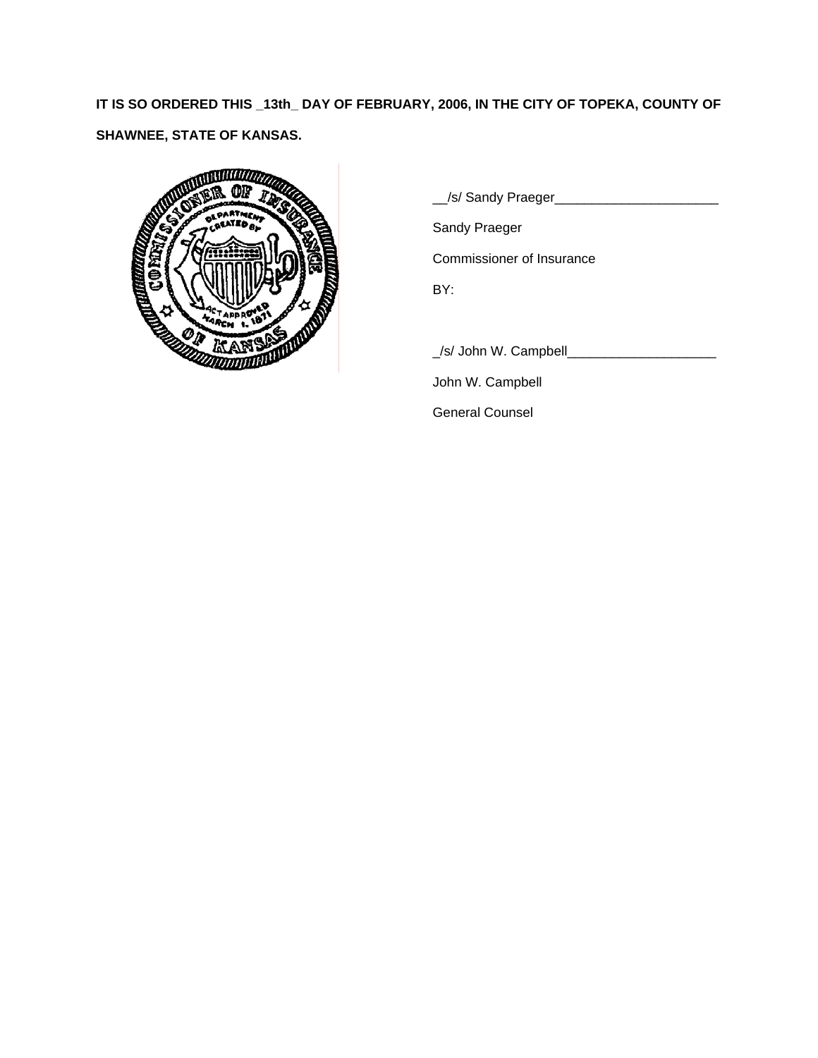**IT IS SO ORDERED THIS _13th_ DAY OF FEBRUARY, 2006, IN THE CITY OF TOPEKA, COUNTY OF SHAWNEE, STATE OF KANSAS.**

__/s/ Sandy Praeger______________________

Sandy Praeger

Commissioner of Insurance

BY:

_/s/ John W. Campbell____________________

John W. Campbell

General Counsel